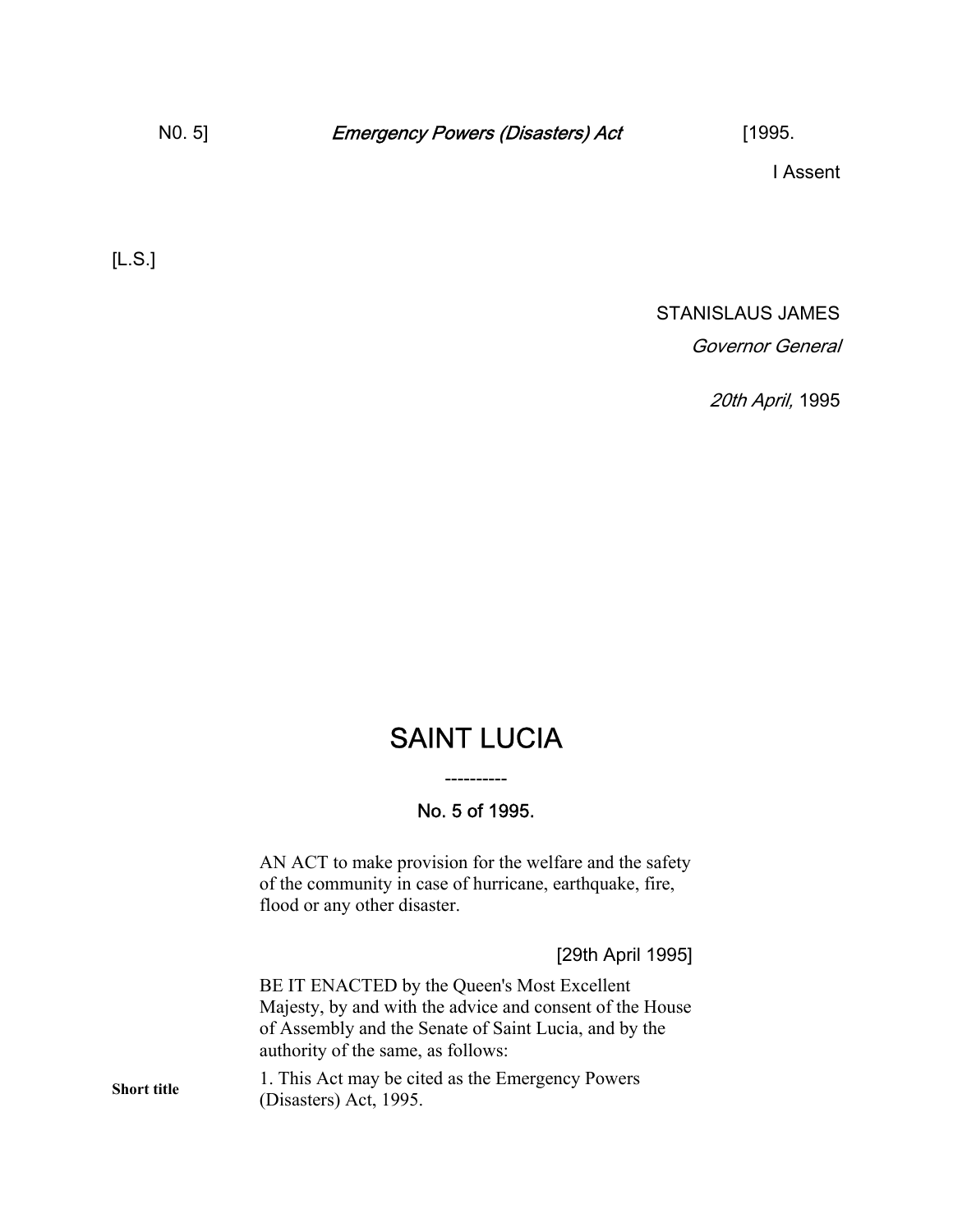I Assent

[L.S.]

STANISLAUS JAMES

*Governor General*

*20th April,* 1995

# SAINT LUCIA

----------

## No. 5 of 1995.

AN ACT to make provision for the welfare and the safety of the community in case of hurricane, earthquake, fire, flood or any other disaster.

[29th April 1995]

BE IT ENACTED by the Queen's Most Excellent Majesty, by and with the advice and consent of the House of Assembly and the Senate of Saint Lucia, and by the authority of the same, as follows:

**Short title**

1. This Act may be cited as the Emergency Powers (Disasters) Act, 1995.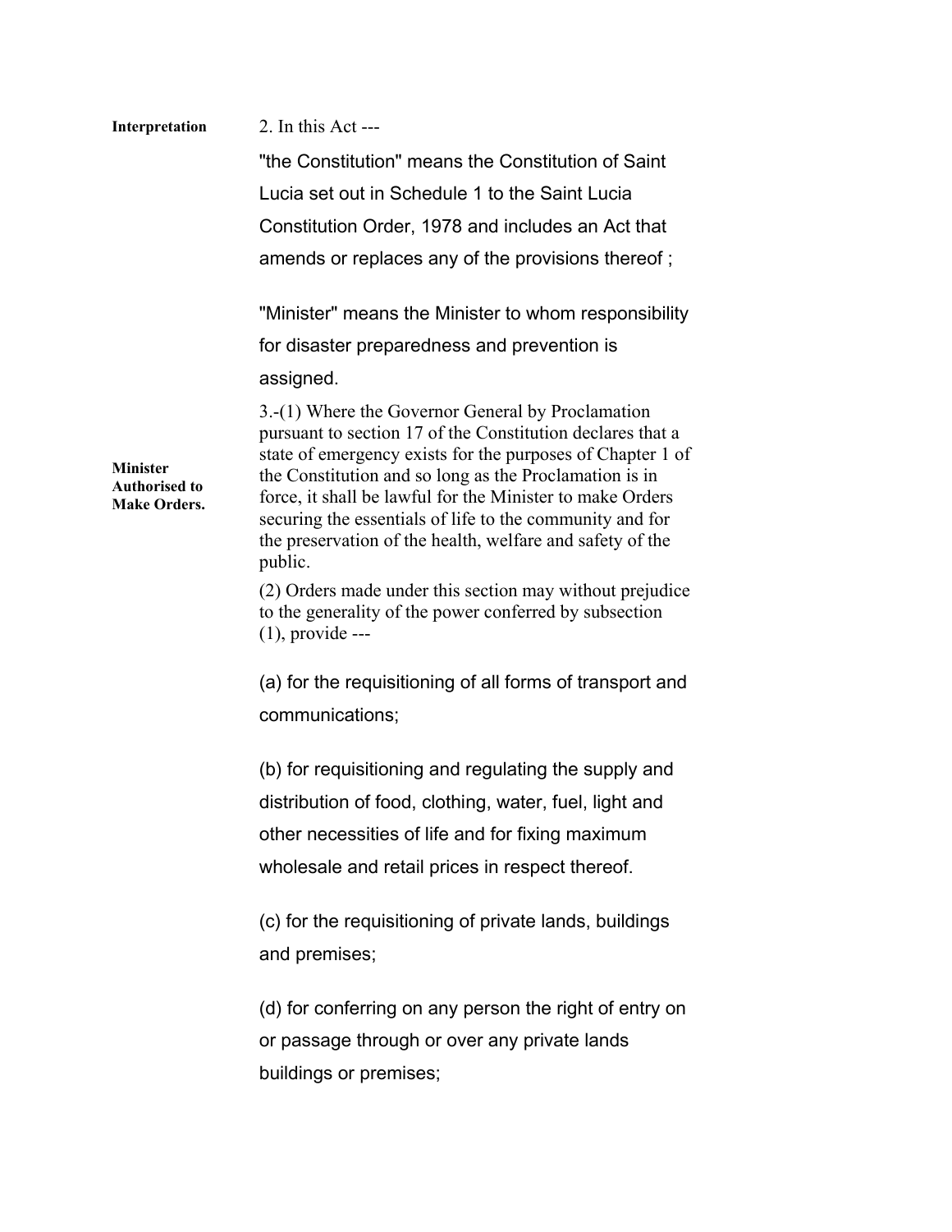**Interpretation**

2. In this Act ---

"the Constitution" means the Constitution of Saint Lucia set out in Schedule 1 to the Saint Lucia Constitution Order, 1978 and includes an Act that amends or replaces any of the provisions thereof ;

"Minister" means the Minister to whom responsibility for disaster preparedness and prevention is assigned.

**Minister Authorised to Make Orders.**

3.-(1) Where the Governor General by Proclamation pursuant to section 17 of the Constitution declares that a state of emergency exists for the purposes of Chapter 1 of the Constitution and so long as the Proclamation is in force, it shall be lawful for the Minister to make Orders securing the essentials of life to the community and for the preservation of the health, welfare and safety of the public.

(2) Orders made under this section may without prejudice to the generality of the power conferred by subsection (1), provide ---

(a) for the requisitioning of all forms of transport and communications;

(b) for requisitioning and regulating the supply and distribution of food, clothing, water, fuel, light and other necessities of life and for fixing maximum wholesale and retail prices in respect thereof.

(c) for the requisitioning of private lands, buildings and premises;

(d) for conferring on any person the right of entry on or passage through or over any private lands buildings or premises;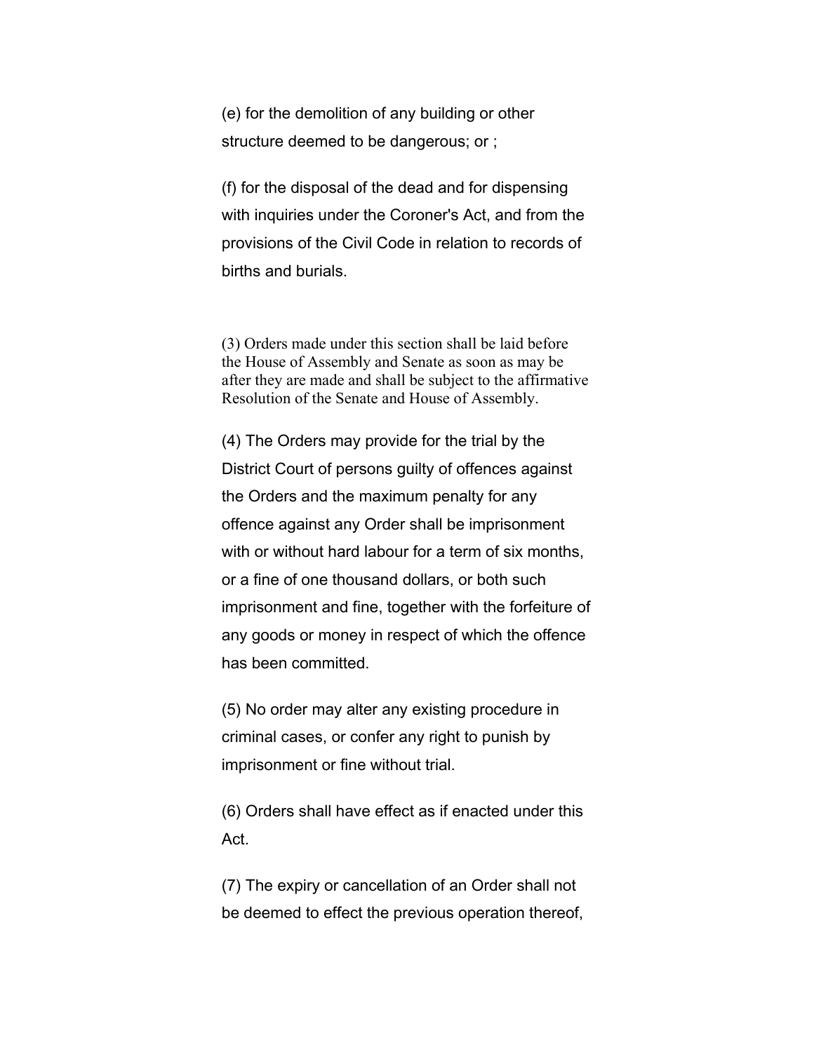(e) for the demolition of any building or other structure deemed to be dangerous; or ;

(f) for the disposal of the dead and for dispensing with inquiries under the Coroner's Act, and from the provisions of the Civil Code in relation to records of births and burials.

(3) Orders made under this section shall be laid before the House of Assembly and Senate as soon as may be after they are made and shall be subject to the affirmative Resolution of the Senate and House of Assembly.

(4) The Orders may provide for the trial by the District Court of persons guilty of offences against the Orders and the maximum penalty for any offence against any Order shall be imprisonment with or without hard labour for a term of six months, or a fine of one thousand dollars, or both such imprisonment and fine, together with the forfeiture of any goods or money in respect of which the offence has been committed.

(5) No order may alter any existing procedure in criminal cases, or confer any right to punish by imprisonment or fine without trial.

(6) Orders shall have effect as if enacted under this Act.

(7) The expiry or cancellation of an Order shall not be deemed to effect the previous operation thereof,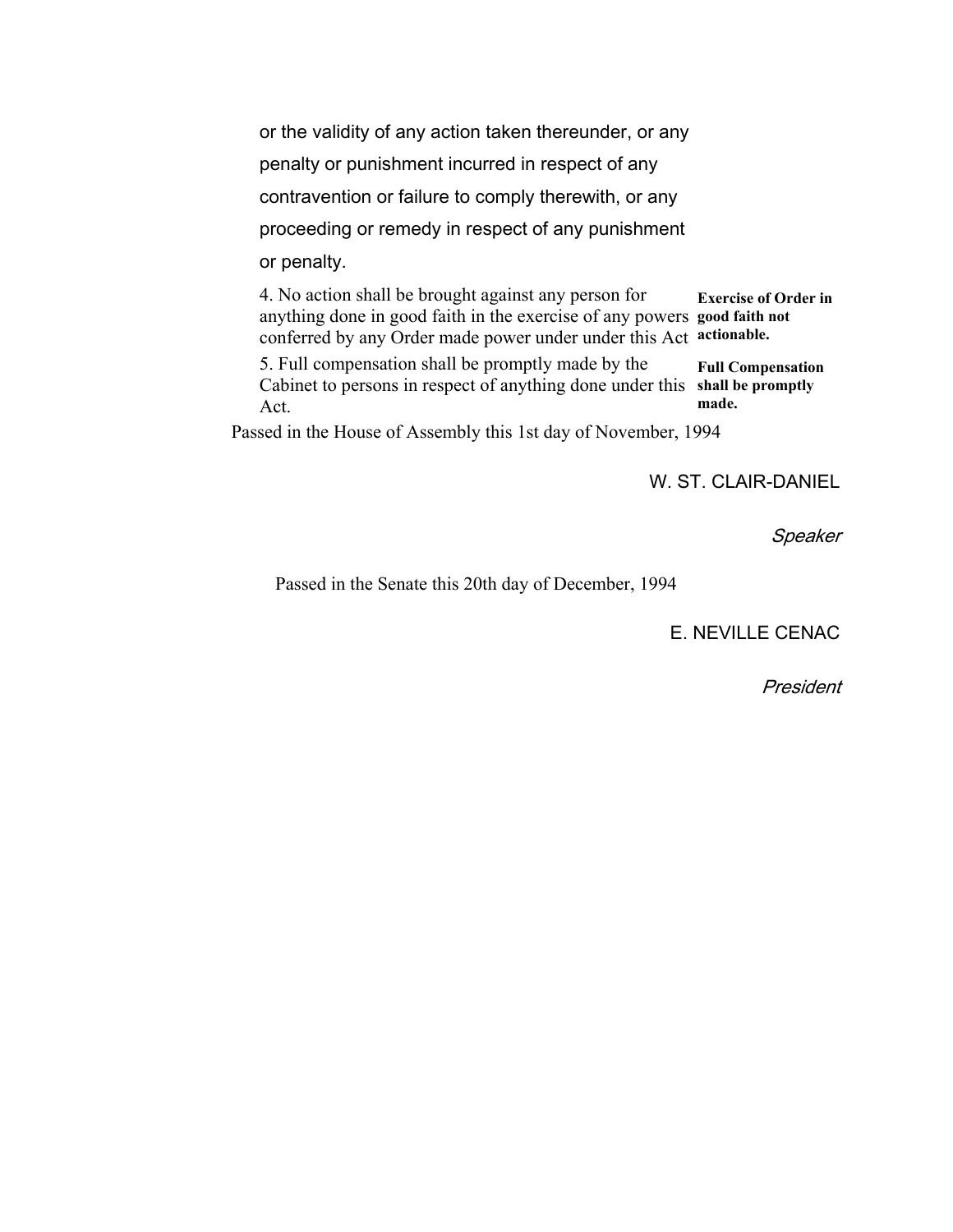or the validity of any action taken thereunder, or any penalty or punishment incurred in respect of any contravention or failure to comply therewith, or any proceeding or remedy in respect of any punishment or penalty.

**Exercise of Order in good faith not actionable.**

4. No action shall be brought against any person for anything done in good faith in the exercise of any powers conferred by any Order made power under under this Act

**Full Compensation shall be promptly made.**

5. Full compensation shall be promptly made by the Cabinet to persons in respect of anything done under this Act.

Passed in the House of Assembly this 1st day of November, 1994

W. ST. CLAIR-DANIEL

*Speaker*

Passed in the Senate this 20th day of December, 1994

E. NEVILLE CENAC

*President*